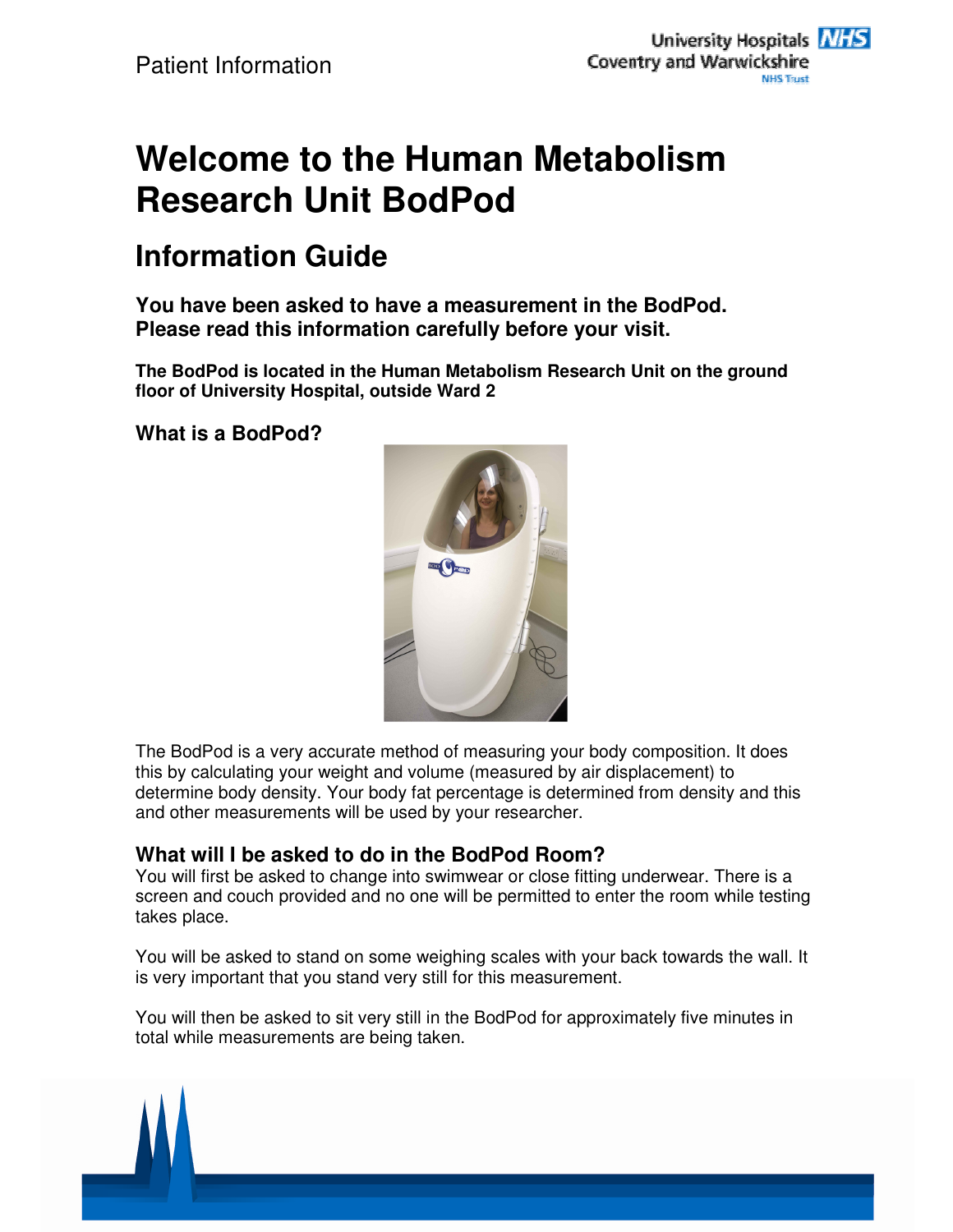Patient Information

# Welcome to the Human Metabolism Research Unit BodPod

## Information Guide

**You have been asked to have a measurement in the BodPod. Please read this information carefully before your visit.**

**The BodPod is located in the Human Metabolism Research Unit on the ground floor of University Hospital, outside Ward 2**

### What is a BodPod?

The BodPod is a very accurate method of measuring your body composition. It does this by calculating your weight and volume (measured by air displacement) to determine body density. Your body fat percentage is determined from density and this and other measurements will be used by your researcher.

### What will I be asked to do in the BodPod Room?

You will first be asked to change into swimwear or close fitting underwear. There is a screen and couch provided and no one will be permitted to enter the room while testing takes place.

You will be asked to stand on some weighing scales with your back towards the wall. It is very important that you stand very still for this measurement.

You will then be asked to sit very still in the BodPod for approximately five minutes in total while measurements are being taken.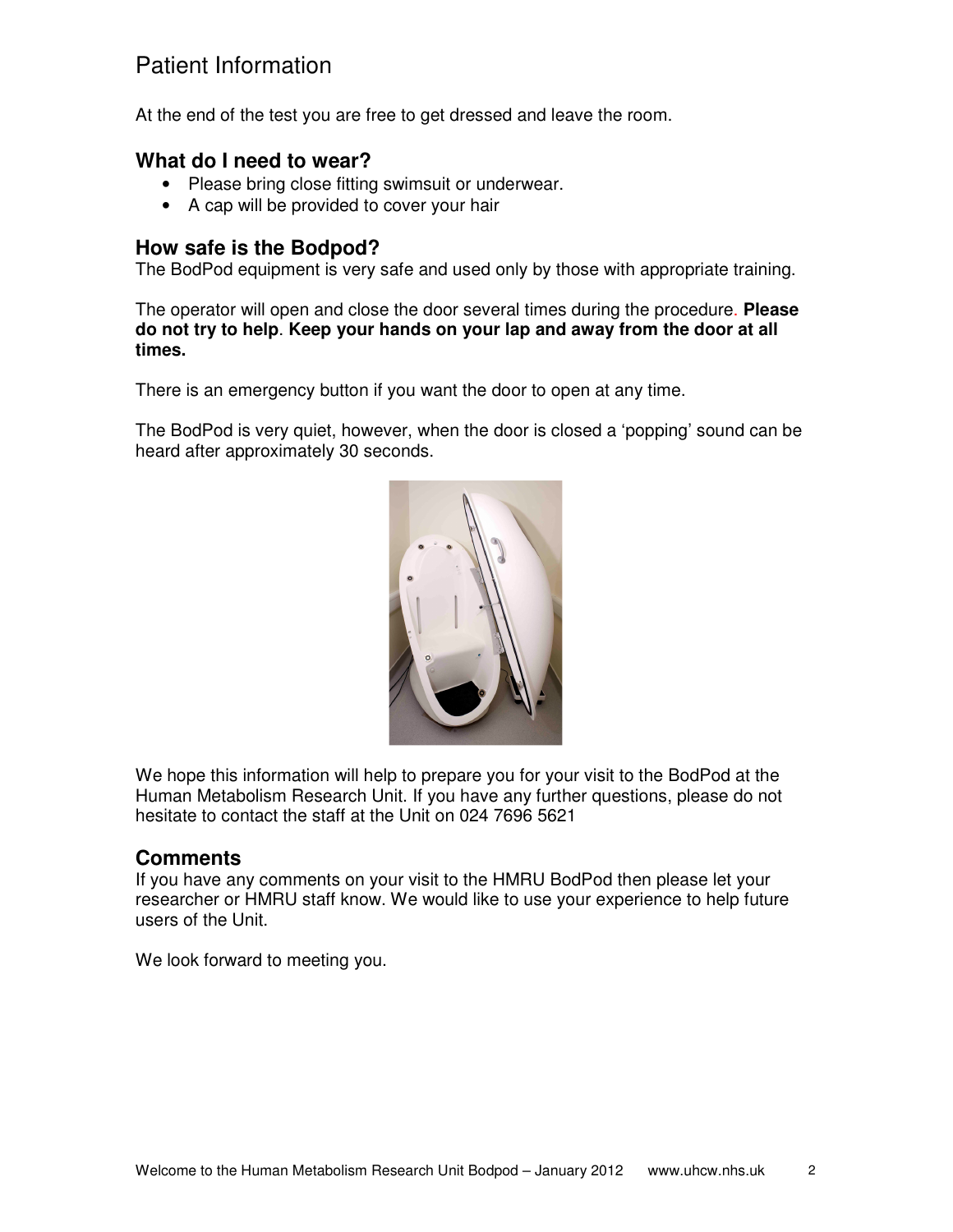# Patient Information

At the end of the test you are free to get dressed and leave the room.

## What do I need to wear?

- Please bring close fitting swimsuit or underwear.
- A cap will be provided to cover your hair

## How safe is the Bodpod?

The BodPod equipment is very safe and used only by those with appropriate training.

The operator will open and close the door several times during the procedure. **Please do not try to help**. **Keep your hands on your lap and away from the door at all times.**

There is an emergency button if you want the door to open at any time.

The BodPod is very quiet, however, when the door is closed a 'popping' sound can be heard after approximately 30 seconds.

We hope this information will help to prepare you for your visit to the BodPod at the Human Metabolism Research Unit. If you have any further questions, please do not hesitate to contact the staff at the Unit on 024 7696 5621

## Comments

If you have any comments on your visit to the HMRU BodPod then please let your researcher or HMRU staff know. We would like to use your experience to help future users of the Unit.

We look forward to meeting you.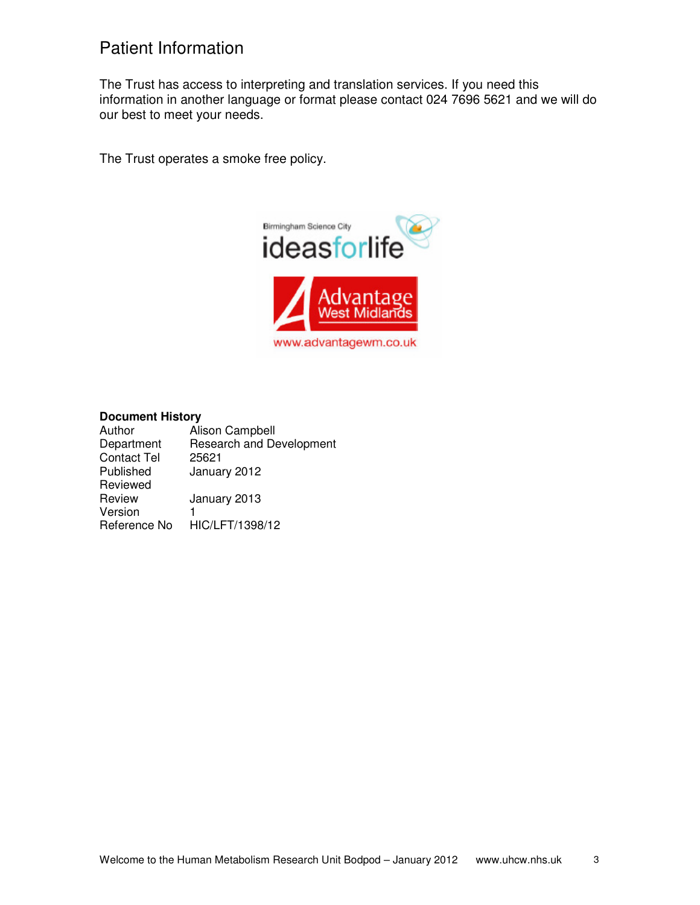# Patient Information

The Trust has access to interpreting and translation services. If you need this information in another language or format please contact 024 7696 5621 and we will do our best to meet your needs.

The Trust operates a smoke free policy.

Birmingham Science City ideasforlife

Advantage West Midlands

www.advantagewm.co.uk

**Document History**

| | |
|---|---|
| Author | Alison Campbell |
| Department | Research and Development |
| Contact Tel | 25621 |
| Published | January 2012 |
| Reviewed | |
| Review | January 2013 |
| Version | 1 |
| Reference No | HIC/LFT/1398/12 |